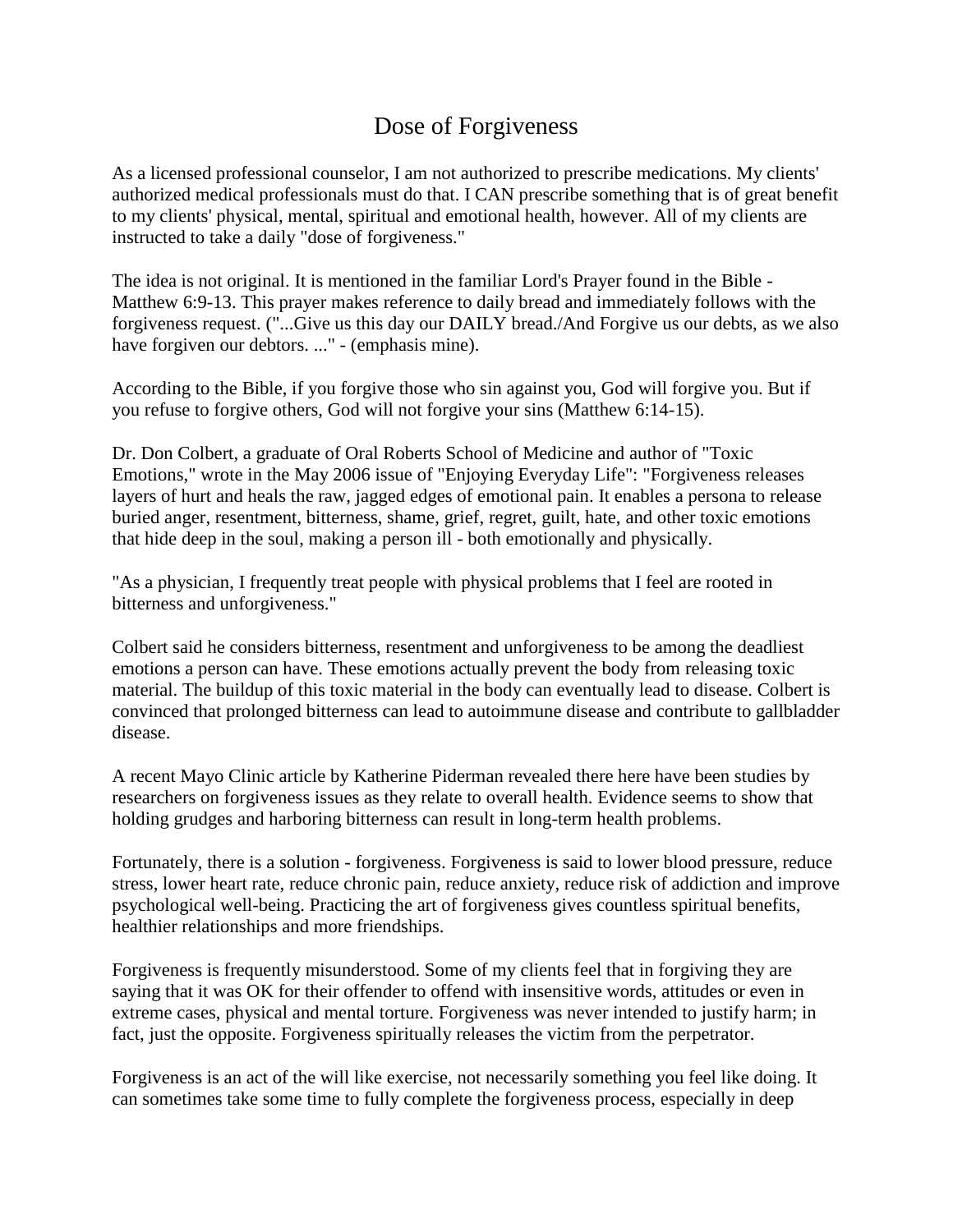# Dose of Forgiveness

As a licensed professional counselor, I am not authorized to prescribe medications. My clients' authorized medical professionals must do that. I CAN prescribe something that is of great benefit to my clients' physical, mental, spiritual and emotional health, however. All of my clients are instructed to take a daily "dose of forgiveness."

The idea is not original. It is mentioned in the familiar Lord's Prayer found in the Bible - Matthew 6:9-13. This prayer makes reference to daily bread and immediately follows with the forgiveness request. ("...Give us this day our DAILY bread./And Forgive us our debts, as we also have forgiven our debtors. ..." - (emphasis mine).

According to the Bible, if you forgive those who sin against you, God will forgive you. But if you refuse to forgive others, God will not forgive your sins (Matthew 6:14-15).

Dr. Don Colbert, a graduate of Oral Roberts School of Medicine and author of "Toxic Emotions," wrote in the May 2006 issue of "Enjoying Everyday Life": "Forgiveness releases layers of hurt and heals the raw, jagged edges of emotional pain. It enables a persona to release buried anger, resentment, bitterness, shame, grief, regret, guilt, hate, and other toxic emotions that hide deep in the soul, making a person ill - both emotionally and physically.

"As a physician, I frequently treat people with physical problems that I feel are rooted in bitterness and unforgiveness."

Colbert said he considers bitterness, resentment and unforgiveness to be among the deadliest emotions a person can have. These emotions actually prevent the body from releasing toxic material. The buildup of this toxic material in the body can eventually lead to disease. Colbert is convinced that prolonged bitterness can lead to autoimmune disease and contribute to gallbladder disease.

A recent Mayo Clinic article by Katherine Piderman revealed there here have been studies by researchers on forgiveness issues as they relate to overall health. Evidence seems to show that holding grudges and harboring bitterness can result in long-term health problems.

Fortunately, there is a solution - forgiveness. Forgiveness is said to lower blood pressure, reduce stress, lower heart rate, reduce chronic pain, reduce anxiety, reduce risk of addiction and improve psychological well-being. Practicing the art of forgiveness gives countless spiritual benefits, healthier relationships and more friendships.

Forgiveness is frequently misunderstood. Some of my clients feel that in forgiving they are saying that it was OK for their offender to offend with insensitive words, attitudes or even in extreme cases, physical and mental torture. Forgiveness was never intended to justify harm; in fact, just the opposite. Forgiveness spiritually releases the victim from the perpetrator.

Forgiveness is an act of the will like exercise, not necessarily something you feel like doing. It can sometimes take some time to fully complete the forgiveness process, especially in deep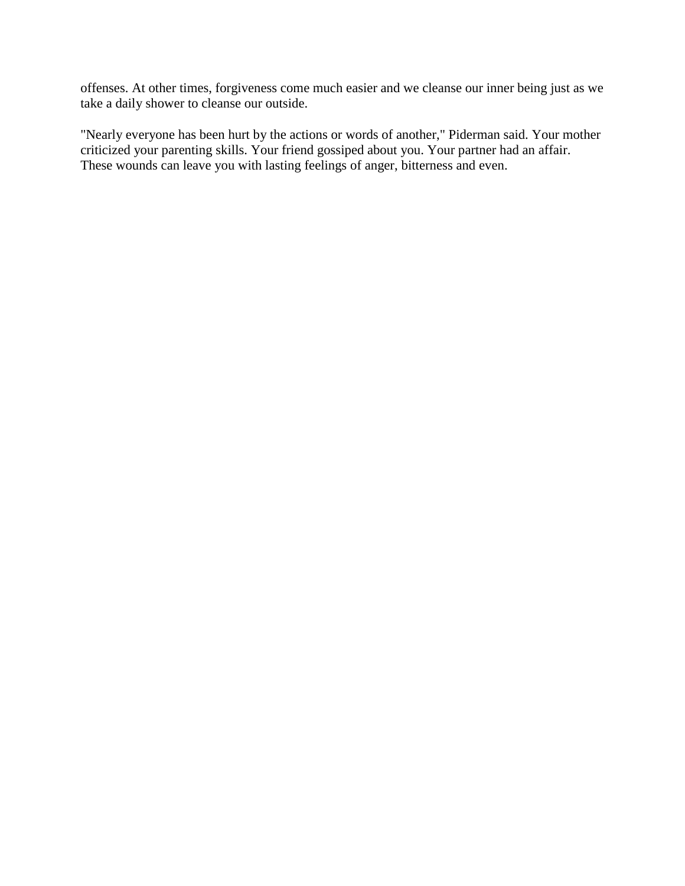offenses. At other times, forgiveness come much easier and we cleanse our inner being just as we take a daily shower to cleanse our outside.

"Nearly everyone has been hurt by the actions or words of another," Piderman said. Your mother criticized your parenting skills. Your friend gossiped about you. Your partner had an affair. These wounds can leave you with lasting feelings of anger, bitterness and even.